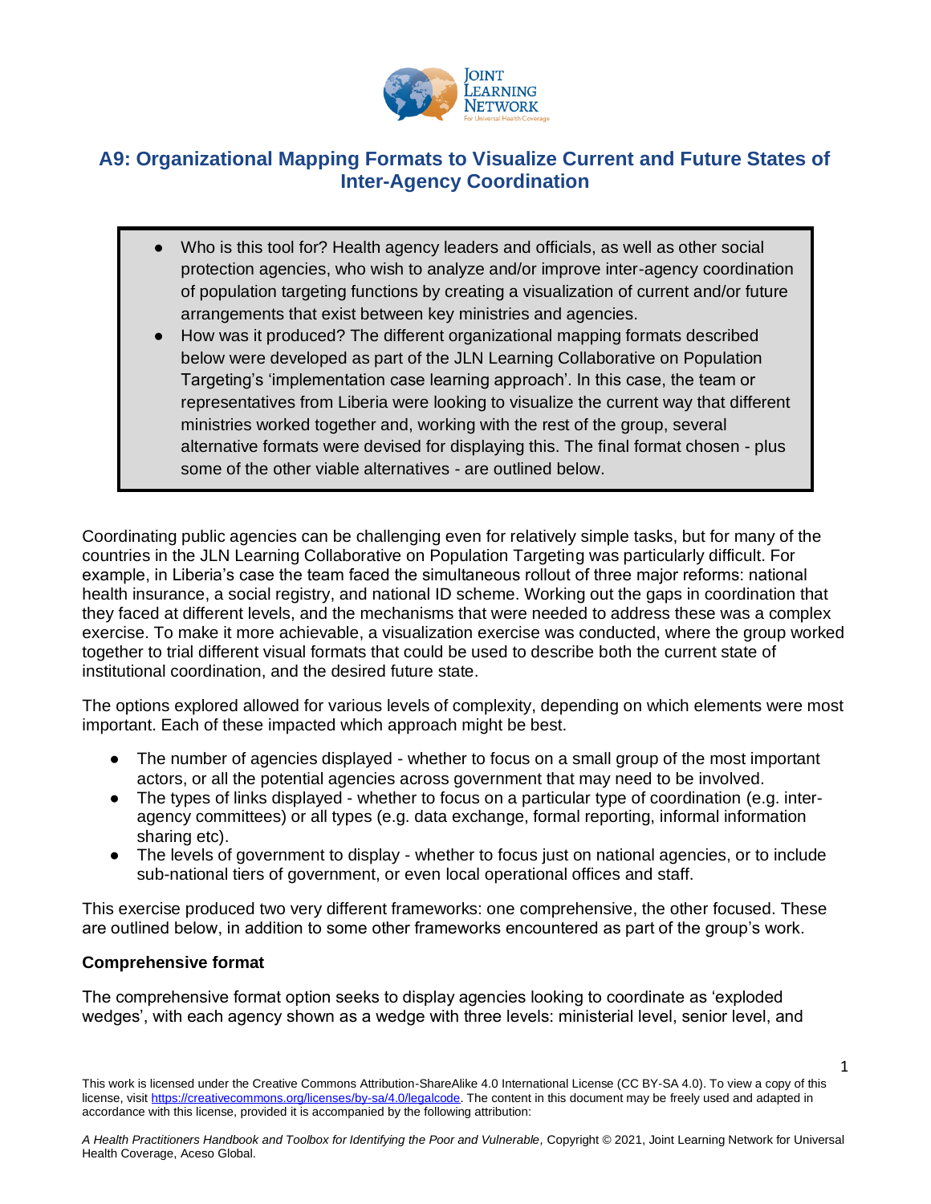# A9: Organizational Mapping Formats to Visualize Current and Future States of Inter-Agency Coordination

- Who is this tool for? Health agency leaders and officials, as well as other social protection agencies, who wish to analyze and/or improve inter-agency coordination of population targeting functions by creating a visualization of current and/or future arrangements that exist between key ministries and agencies.
- How was it produced? The different organizational mapping formats described below were developed as part of the JLN Learning Collaborative on Population Targeting's 'implementation case learning approach'. In this case, the team or representatives from Liberia were looking to visualize the current way that different ministries worked together and, working with the rest of the group, several alternative formats were devised for displaying this. The final format chosen - plus some of the other viable alternatives - are outlined below.

Coordinating public agencies can be challenging even for relatively simple tasks, but for many of the countries in the JLN Learning Collaborative on Population Targeting was particularly difficult. For example, in Liberia's case the team faced the simultaneous rollout of three major reforms: national health insurance, a social registry, and national ID scheme. Working out the gaps in coordination that they faced at different levels, and the mechanisms that were needed to address these was a complex exercise. To make it more achievable, a visualization exercise was conducted, where the group worked together to trial different visual formats that could be used to describe both the current state of institutional coordination, and the desired future state.

The options explored allowed for various levels of complexity, depending on which elements were most important. Each of these impacted which approach might be best.

- The number of agencies displayed - whether to focus on a small group of the most important actors, or all the potential agencies across government that may need to be involved.
- The types of links displayed - whether to focus on a particular type of coordination (e.g. inter-agency committees) or all types (e.g. data exchange, formal reporting, informal information sharing etc).
- The levels of government to display - whether to focus just on national agencies, or to include sub-national tiers of government, or even local operational offices and staff.

This exercise produced two very different frameworks: one comprehensive, the other focused. These are outlined below, in addition to some other frameworks encountered as part of the group's work.

**Comprehensive format**

The comprehensive format option seeks to display agencies looking to coordinate as 'exploded wedges', with each agency shown as a wedge with three levels: ministerial level, senior level, and

This work is licensed under the Creative Commons Attribution-ShareAlike 4.0 International License (CC BY-SA 4.0). To view a copy of this license, visit https://creativecommons.org/licenses/by-sa/4.0/legalcode. The content in this document may be freely used and adapted in accordance with this license, provided it is accompanied by the following attribution:

*A Health Practitioners Handbook and Toolbox for Identifying the Poor and Vulnerable,* Copyright © 2021, Joint Learning Network for Universal Health Coverage, Aceso Global.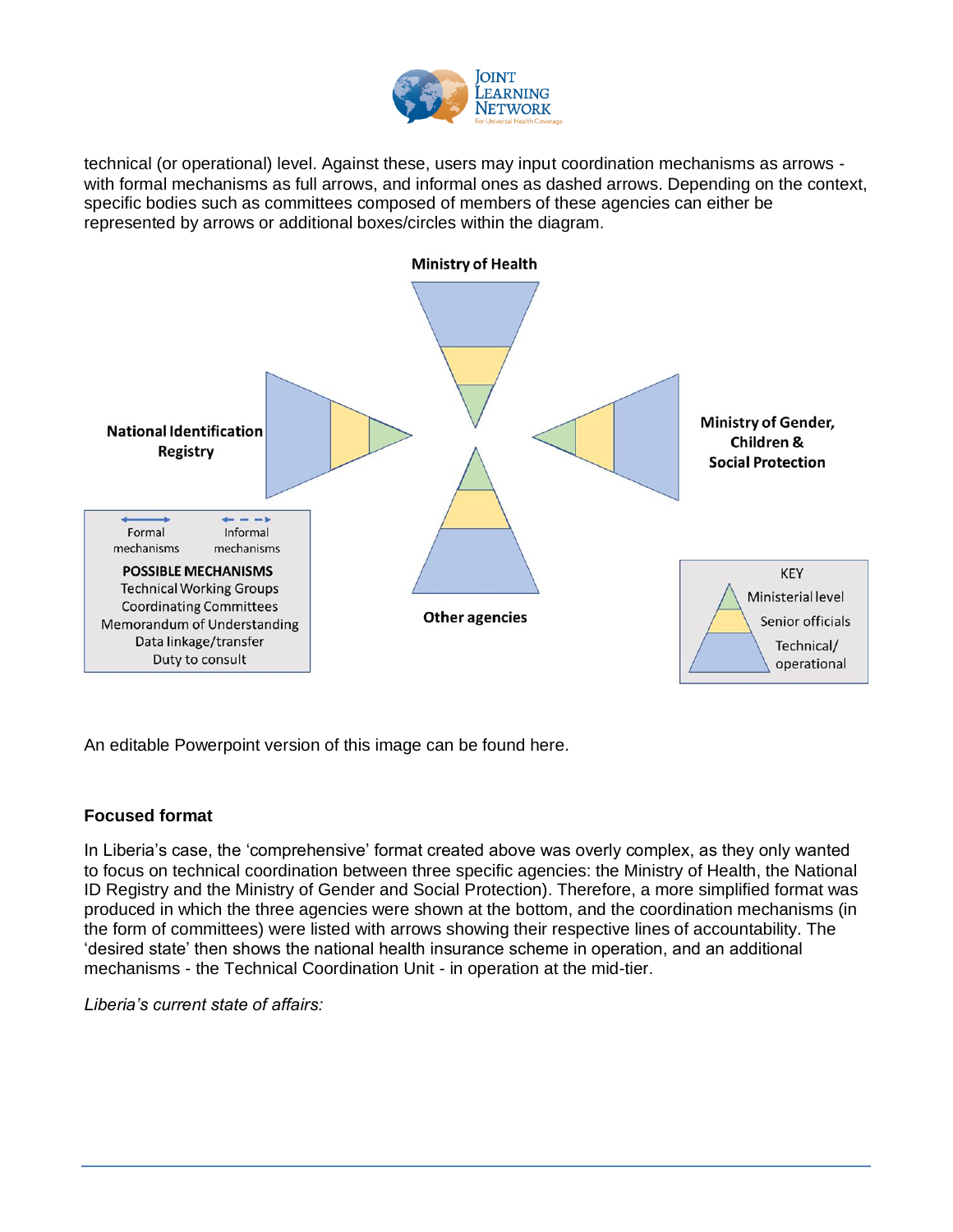technical (or operational) level. Against these, users may input coordination mechanisms as arrows - with formal mechanisms as full arrows, and informal ones as dashed arrows. Depending on the context, specific bodies such as committees composed of members of these agencies can either be represented by arrows or additional boxes/circles within the diagram.

Ministry of Health

National Identification Registry

Ministry of Gender, Children & Social Protection

Other agencies

Formal mechanisms | Informal mechanisms

**POSSIBLE MECHANISMS**
Technical Working Groups
Coordinating Committees
Memorandum of Understanding
Data linkage/transfer
Duty to consult

KEY
Ministerial level
Senior officials
Technical/ operational

An editable Powerpoint version of this image can be found here.

### Focused format

In Liberia's case, the 'comprehensive' format created above was overly complex, as they only wanted to focus on technical coordination between three specific agencies: the Ministry of Health, the National ID Registry and the Ministry of Gender and Social Protection). Therefore, a more simplified format was produced in which the three agencies were shown at the bottom, and the coordination mechanisms (in the form of committees) were listed with arrows showing their respective lines of accountability. The 'desired state' then shows the national health insurance scheme in operation, and an additional mechanisms - the Technical Coordination Unit - in operation at the mid-tier.

*Liberia's current state of affairs:*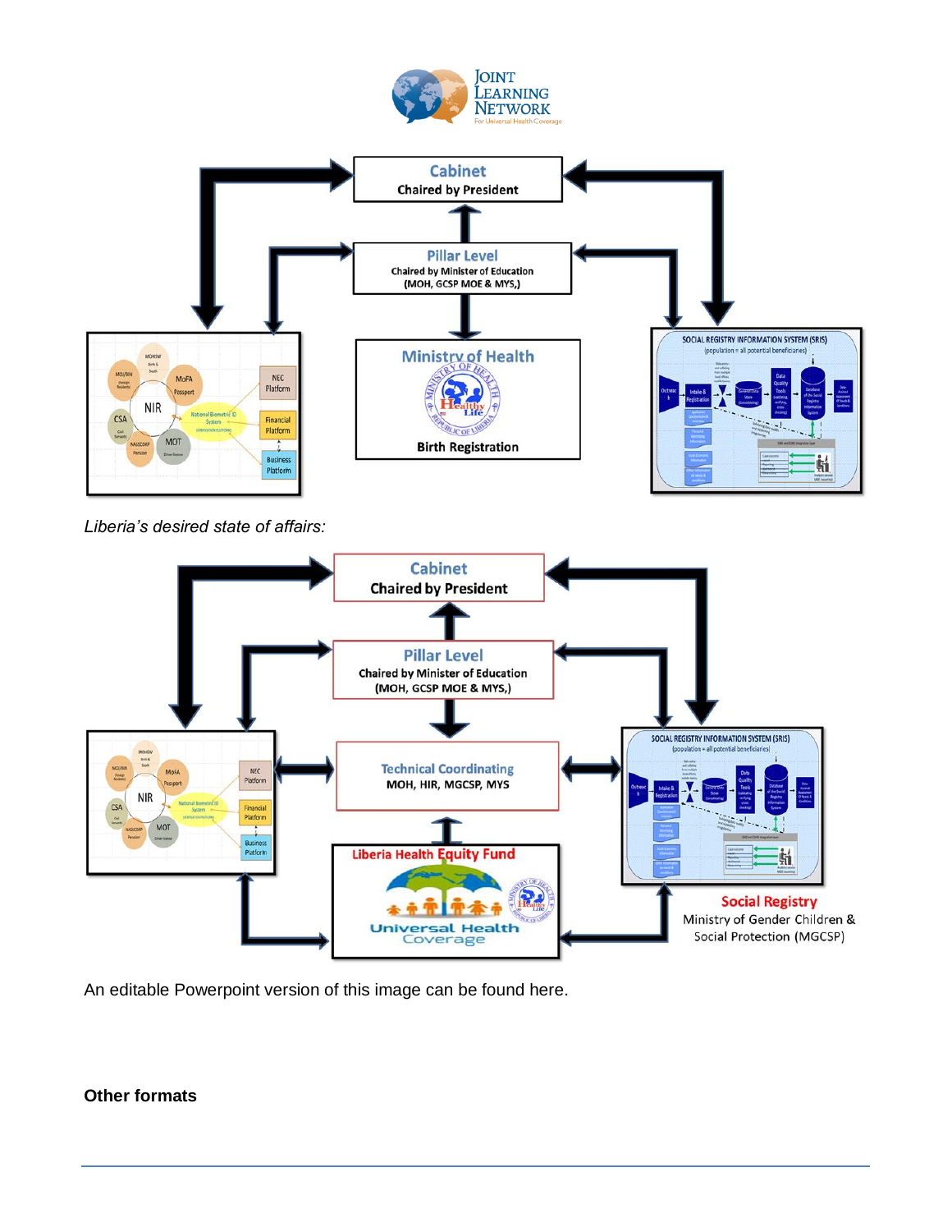*Liberia's desired state of affairs:*

An editable Powerpoint version of this image can be found here.

**Other formats**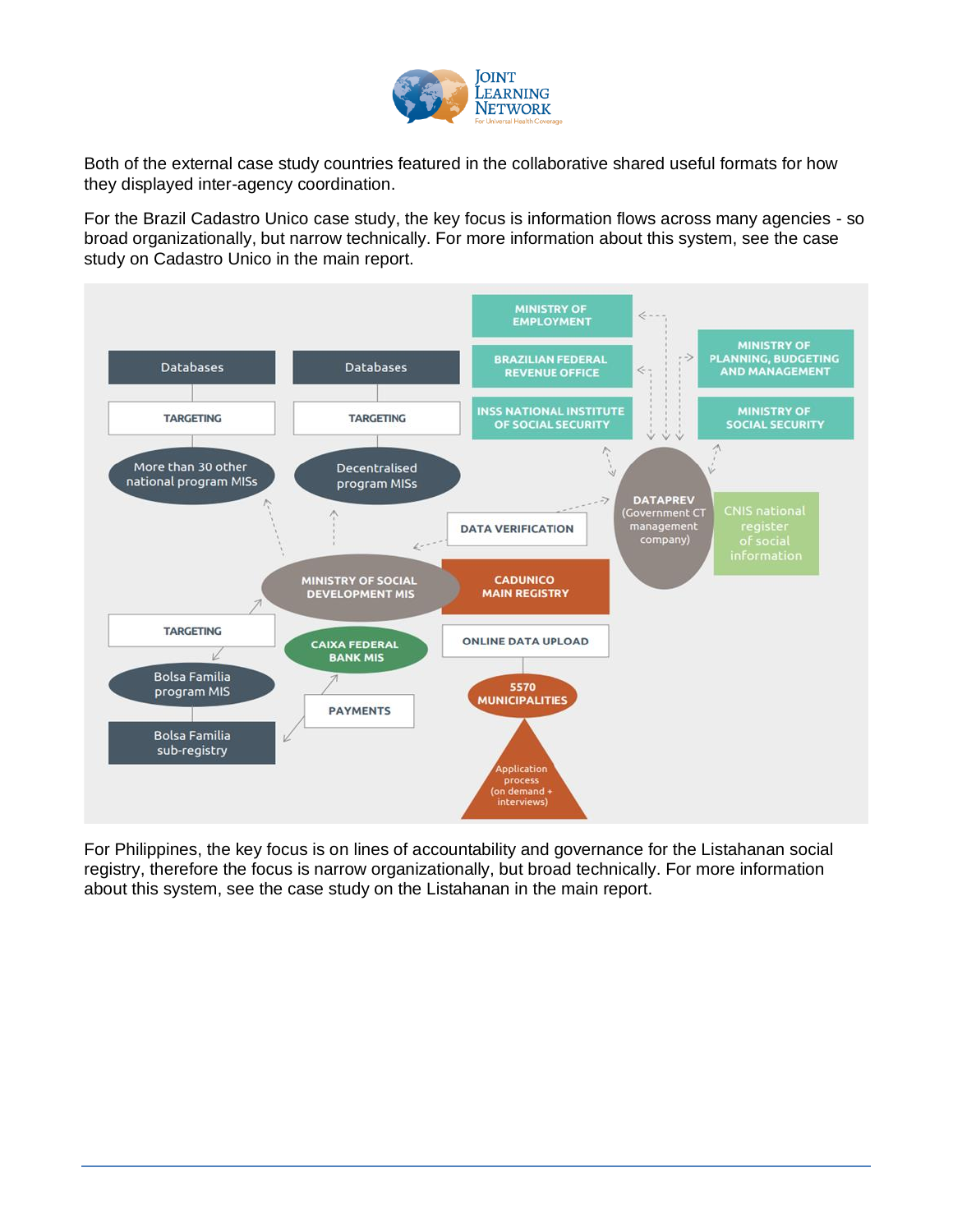Both of the external case study countries featured in the collaborative shared useful formats for how they displayed inter-agency coordination.

For the Brazil Cadastro Unico case study, the key focus is information flows across many agencies - so broad organizationally, but narrow technically. For more information about this system, see the case study on Cadastro Unico in the main report.

For Philippines, the key focus is on lines of accountability and governance for the Listahanan social registry, therefore the focus is narrow organizationally, but broad technically. For more information about this system, see the case study on the Listahanan in the main report.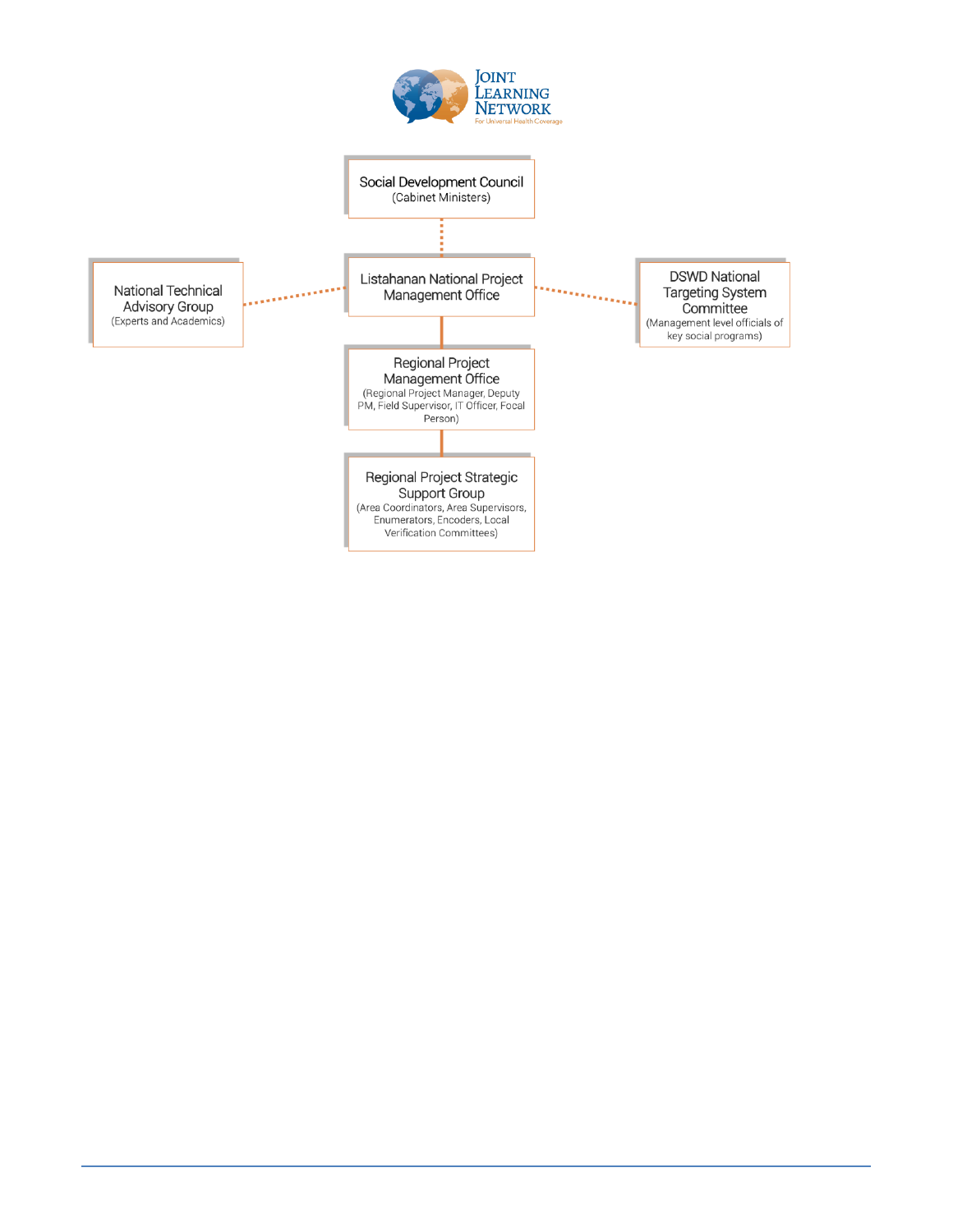Social Development Council
(Cabinet Ministers)

Listahanan National Project Management Office

National Technical Advisory Group
(Experts and Academics)

DSWD National Targeting System Committee
(Management level officials of key social programs)

Regional Project Management Office
(Regional Project Manager, Deputy PM, Field Supervisor, IT Officer, Focal Person)

Regional Project Strategic Support Group
(Area Coordinators, Area Supervisors, Enumerators, Encoders, Local Verification Committees)